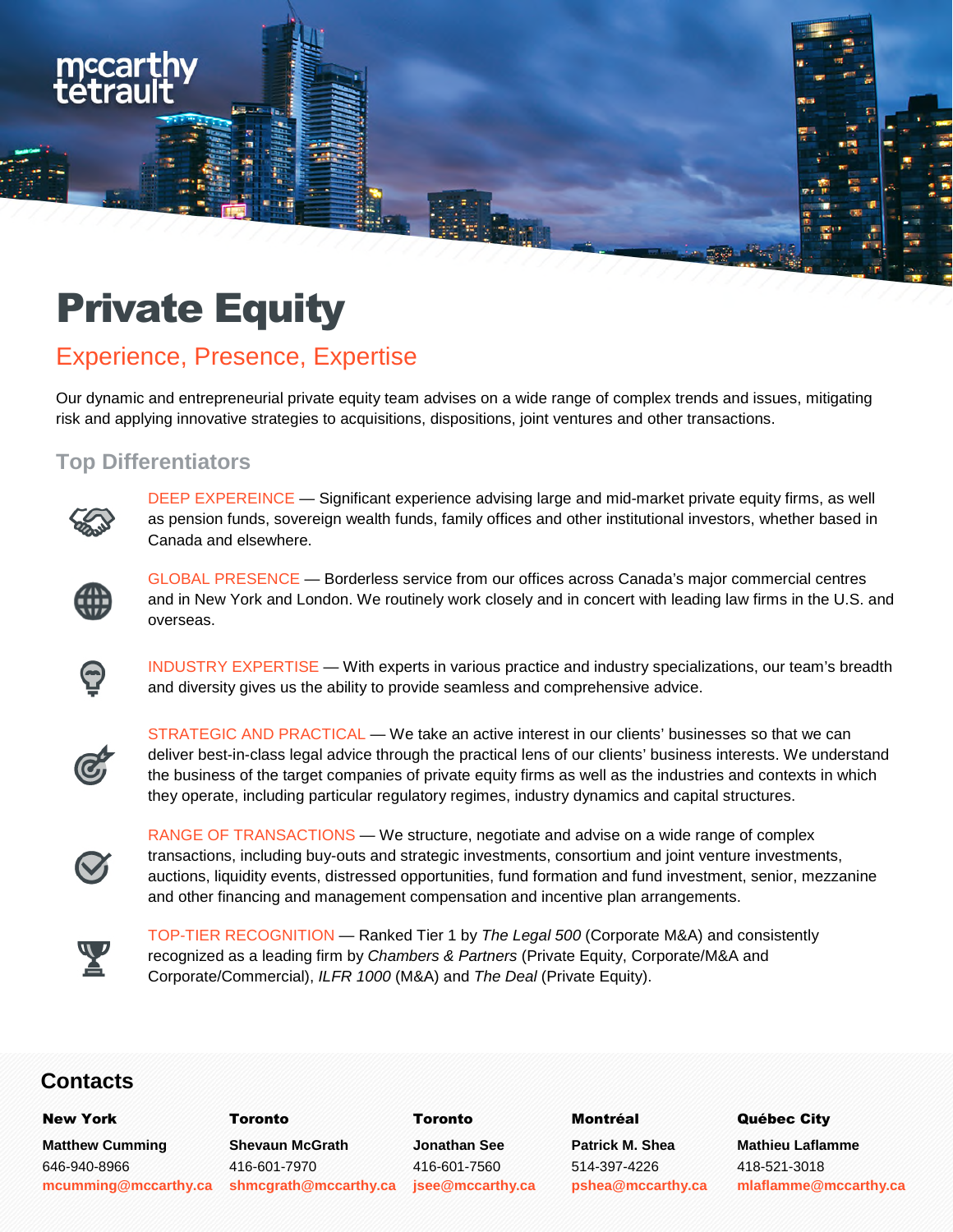mccarthy tetrault

# Private Equity

## Experience, Presence, Expertise

Our dynamic and entrepreneurial private equity team advises on a wide range of complex trends and issues, mitigating risk and applying innovative strategies to acquisitions, dispositions, joint ventures and other transactions.

### Top Differentiators

DEEP EXPEREINCE — Significant experience advising large and mid-market private equity firms, as well as pension funds, sovereign wealth funds, family offices and other institutional investors, whether based in Canada and elsewhere.

GLOBAL PRESENCE — Borderless service from our offices across Canada's major commercial centres and in New York and London. We routinely work closely and in concert with leading law firms in the U.S. and overseas.

INDUSTRY EXPERTISE — With experts in various practice and industry specializations, our team's breadth and diversity gives us the ability to provide seamless and comprehensive advice.

STRATEGIC AND PRACTICAL — We take an active interest in our clients' businesses so that we can deliver best-in-class legal advice through the practical lens of our clients' business interests. We understand the business of the target companies of private equity firms as well as the industries and contexts in which they operate, including particular regulatory regimes, industry dynamics and capital structures.

RANGE OF TRANSACTIONS — We structure, negotiate and advise on a wide range of complex transactions, including buy-outs and strategic investments, consortium and joint venture investments, auctions, liquidity events, distressed opportunities, fund formation and fund investment, senior, mezzanine and other financing and management compensation and incentive plan arrangements.

TOP-TIER RECOGNITION — Ranked Tier 1 by *The Legal 500* (Corporate M&A) and consistently recognized as a leading firm by *Chambers & Partners* (Private Equity, Corporate/M&A and Corporate/Commercial), *ILFR 1000* (M&A) and *The Deal* (Private Equity).

## Contacts

**New York**
**Matthew Cumming**
646-940-8966
mcumming@mccarthy.ca

**Toronto**
**Shevaun McGrath**
416-601-7970
shmcgrath@mccarthy.ca

**Toronto**
**Jonathan See**
416-601-7560
jsee@mccarthy.ca

**Montréal**
**Patrick M. Shea**
514-397-4226
pshea@mccarthy.ca

**Québec City**
**Mathieu Laflamme**
418-521-3018
mlaflamme@mccarthy.ca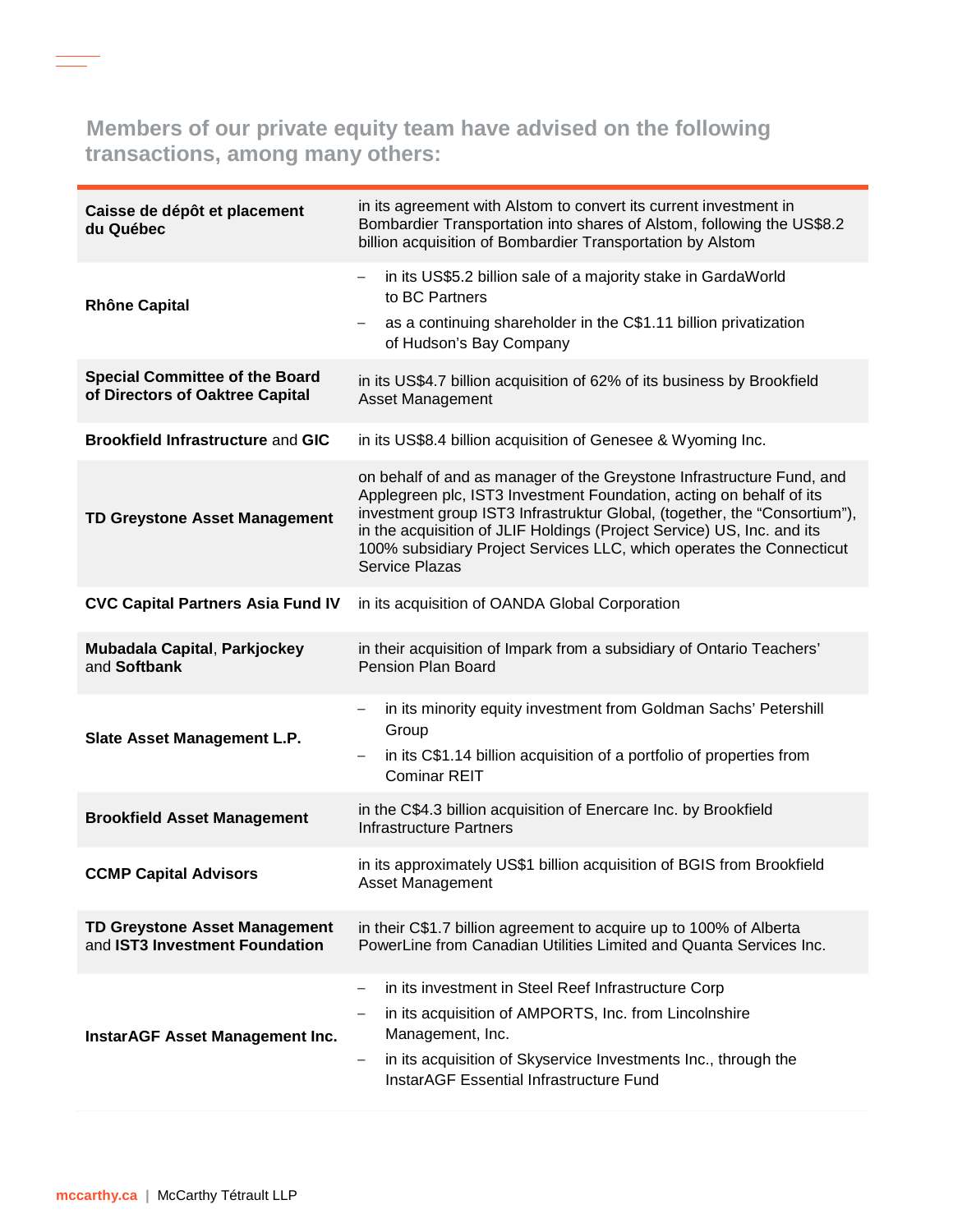## Members of our private equity team have advised on the following transactions, among many others:

| | |
|---|---|
| **Caisse de dépôt et placement du Québec** | in its agreement with Alstom to convert its current investment in Bombardier Transportation into shares of Alstom, following the US$8.2 billion acquisition of Bombardier Transportation by Alstom |
| **Rhône Capital** | – in its US$5.2 billion sale of a majority stake in GardaWorld to BC Partners<br>– as a continuing shareholder in the C$1.11 billion privatization of Hudson's Bay Company |
| **Special Committee of the Board of Directors of Oaktree Capital** | in its US$4.7 billion acquisition of 62% of its business by Brookfield Asset Management |
| **Brookfield Infrastructure** and **GIC** | in its US$8.4 billion acquisition of Genesee & Wyoming Inc. |
| **TD Greystone Asset Management** | on behalf of and as manager of the Greystone Infrastructure Fund, and Applegreen plc, IST3 Investment Foundation, acting on behalf of its investment group IST3 Infrastruktur Global, (together, the "Consortium"), in the acquisition of JLIF Holdings (Project Service) US, Inc. and its 100% subsidiary Project Services LLC, which operates the Connecticut Service Plazas |
| **CVC Capital Partners Asia Fund IV** | in its acquisition of OANDA Global Corporation |
| **Mubadala Capital**, **Parkjockey** and **Softbank** | in their acquisition of Impark from a subsidiary of Ontario Teachers' Pension Plan Board |
| **Slate Asset Management L.P.** | – in its minority equity investment from Goldman Sachs' Petershill Group<br>– in its C$1.14 billion acquisition of a portfolio of properties from Cominar REIT |
| **Brookfield Asset Management** | in the C$4.3 billion acquisition of Enercare Inc. by Brookfield Infrastructure Partners |
| **CCMP Capital Advisors** | in its approximately US$1 billion acquisition of BGIS from Brookfield Asset Management |
| **TD Greystone Asset Management** and **IST3 Investment Foundation** | in their C$1.7 billion agreement to acquire up to 100% of Alberta PowerLine from Canadian Utilities Limited and Quanta Services Inc. |
| **InstarAGF Asset Management Inc.** | – in its investment in Steel Reef Infrastructure Corp<br>– in its acquisition of AMPORTS, Inc. from Lincolnshire Management, Inc.<br>– in its acquisition of Skyservice Investments Inc., through the InstarAGF Essential Infrastructure Fund |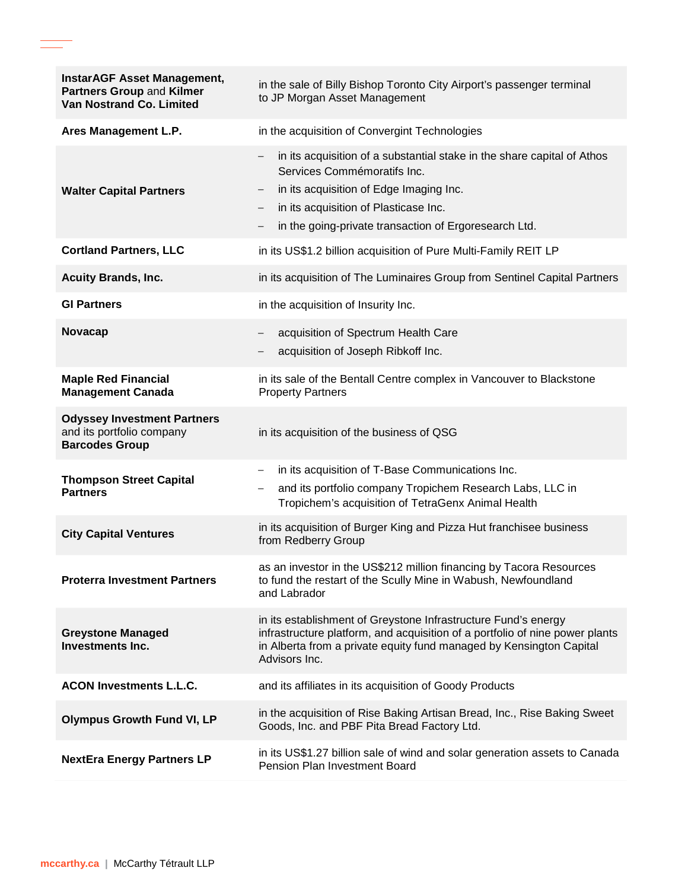| | |
|---|---|
| **InstarAGF Asset Management, Partners Group** and **Kilmer Van Nostrand Co. Limited** | in the sale of Billy Bishop Toronto City Airport's passenger terminal to JP Morgan Asset Management |
| **Ares Management L.P.** | in the acquisition of Convergint Technologies |
| **Walter Capital Partners** | – in its acquisition of a substantial stake in the share capital of Athos Services Commémoratifs Inc.<br>– in its acquisition of Edge Imaging Inc.<br>– in its acquisition of Plasticase Inc.<br>– in the going-private transaction of Ergoresearch Ltd. |
| **Cortland Partners, LLC** | in its US$1.2 billion acquisition of Pure Multi-Family REIT LP |
| **Acuity Brands, Inc.** | in its acquisition of The Luminaires Group from Sentinel Capital Partners |
| **GI Partners** | in the acquisition of Insurity Inc. |
| **Novacap** | – acquisition of Spectrum Health Care<br>– acquisition of Joseph Ribkoff Inc. |
| **Maple Red Financial Management Canada** | in its sale of the Bentall Centre complex in Vancouver to Blackstone Property Partners |
| **Odyssey Investment Partners** and its portfolio company **Barcodes Group** | in its acquisition of the business of QSG |
| **Thompson Street Capital Partners** | – in its acquisition of T-Base Communications Inc.<br>– and its portfolio company Tropichem Research Labs, LLC in Tropichem's acquisition of TetraGenx Animal Health |
| **City Capital Ventures** | in its acquisition of Burger King and Pizza Hut franchisee business from Redberry Group |
| **Proterra Investment Partners** | as an investor in the US$212 million financing by Tacora Resources to fund the restart of the Scully Mine in Wabush, Newfoundland and Labrador |
| **Greystone Managed Investments Inc.** | in its establishment of Greystone Infrastructure Fund's energy infrastructure platform, and acquisition of a portfolio of nine power plants in Alberta from a private equity fund managed by Kensington Capital Advisors Inc. |
| **ACON Investments L.L.C.** | and its affiliates in its acquisition of Goody Products |
| **Olympus Growth Fund VI, LP** | in the acquisition of Rise Baking Artisan Bread, Inc., Rise Baking Sweet Goods, Inc. and PBF Pita Bread Factory Ltd. |
| **NextEra Energy Partners LP** | in its US$1.27 billion sale of wind and solar generation assets to Canada Pension Plan Investment Board |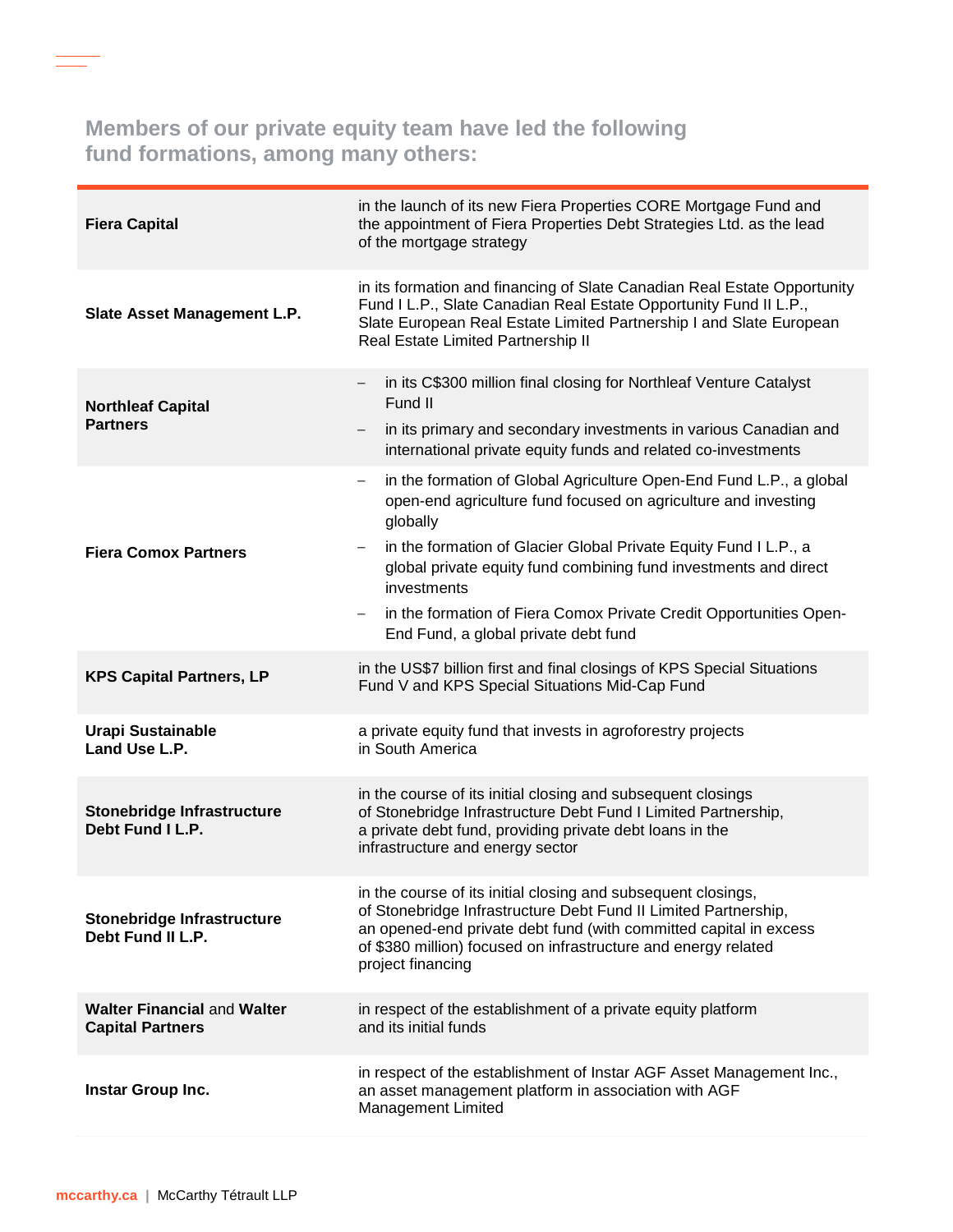## Members of our private equity team have led the following fund formations, among many others:

| | |
|---|---|
| **Fiera Capital** | in the launch of its new Fiera Properties CORE Mortgage Fund and the appointment of Fiera Properties Debt Strategies Ltd. as the lead of the mortgage strategy |
| **Slate Asset Management L.P.** | in its formation and financing of Slate Canadian Real Estate Opportunity Fund I L.P., Slate Canadian Real Estate Opportunity Fund II L.P., Slate European Real Estate Limited Partnership I and Slate European Real Estate Limited Partnership II |
| **Northleaf Capital Partners** | – in its C$300 million final closing for Northleaf Venture Catalyst Fund II<br>– in its primary and secondary investments in various Canadian and international private equity funds and related co-investments |
| **Fiera Comox Partners** | – in the formation of Global Agriculture Open-End Fund L.P., a global open-end agriculture fund focused on agriculture and investing globally<br>– in the formation of Glacier Global Private Equity Fund I L.P., a global private equity fund combining fund investments and direct investments<br>– in the formation of Fiera Comox Private Credit Opportunities Open-End Fund, a global private debt fund |
| **KPS Capital Partners, LP** | in the US$7 billion first and final closings of KPS Special Situations Fund V and KPS Special Situations Mid-Cap Fund |
| **Urapi Sustainable Land Use L.P.** | a private equity fund that invests in agroforestry projects in South America |
| **Stonebridge Infrastructure Debt Fund I L.P.** | in the course of its initial closing and subsequent closings of Stonebridge Infrastructure Debt Fund I Limited Partnership, a private debt fund, providing private debt loans in the infrastructure and energy sector |
| **Stonebridge Infrastructure Debt Fund II L.P.** | in the course of its initial closing and subsequent closings, of Stonebridge Infrastructure Debt Fund II Limited Partnership, an opened-end private debt fund (with committed capital in excess of $380 million) focused on infrastructure and energy related project financing |
| **Walter Financial** and **Walter Capital Partners** | in respect of the establishment of a private equity platform and its initial funds |
| **Instar Group Inc.** | in respect of the establishment of Instar AGF Asset Management Inc., an asset management platform in association with AGF Management Limited |